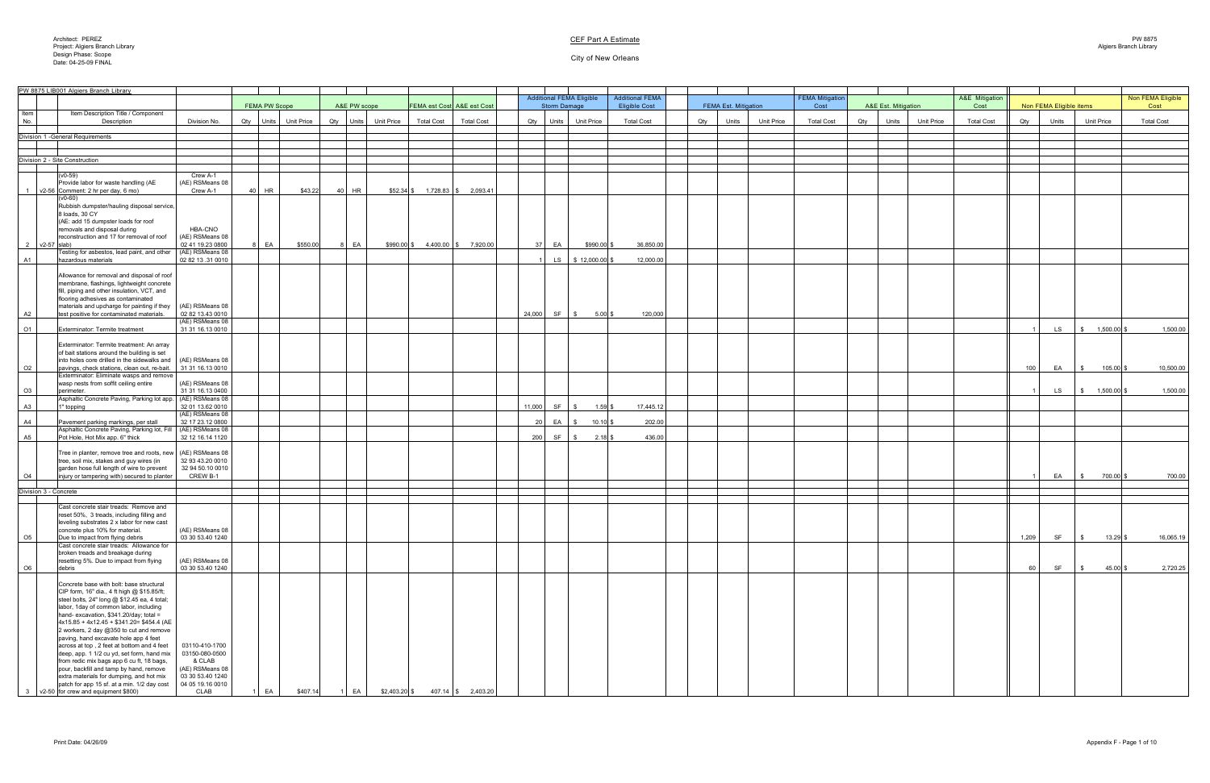Architect: PEREZ
Project: Algiers Branch Library
Design Phase: Scope
Date: 04-25-09 FINAL

CEF Part A Estimate

City of New Orleans

PW 8875
Algiers Branch Library

| Item No. | | PW 8875 LIB001 Algiers Branch Library Item Description Title / Component Description | Division No. | FEMA PW Scope Qty | Units | Unit Price | A&E PW scope Qty | Units | Unit Price | FEMA est Cost Total Cost | A&E est Cost Total Cost | Additional FEMA Eligible Storm Damage Qty | Units | Unit Price | Additional FEMA Eligible Cost Total Cost | FEMA Est. Mitigation Qty | Units | Unit Price | FEMA Mitigation Cost Total Cost | A&E Est. Mitigation Qty | Units | Unit Price | A&E Mitigation Cost Total Cost | Non FEMA Eligible items Qty | Units | Unit Price | Non FEMA Eligible Cost Total Cost |
|---|---|---|---|---|---|---|---|---|---|---|---|---|---|---|---|---|---|---|---|---|---|---|---|---|---|---|---|
| | | Division 1 -General Requirements | | | | | | | | | | | | | | | | | | | | | | | | | |
| | | Division 2 - Site Construction | | | | | | | | | | | | | | | | | | | | | | | | | |
| 1 | v2-56 | (v0-59) Provide labor for waste handling (AE Comment: 2 hr per day, 6 mo) | Crew A-1 (AE) RSMeans 08 Crew A-1 | 40 | HR | $43.22 | 40 | HR | $52.34 | $ 1,728.83 | $ 2,093.41 | | | | | | | | | | | | | | | | |
| 2 | v2-57 | (v0-60) Rubbish dumpster/hauling disposal service, 8 loads, 30 CY (AE: add 15 dumpster loads for roof removals and disposal during reconstruction and 17 for removal of roof slab) | HBA-CNO (AE) RSMeans 08 02 41 19.23 0800 | 8 | EA | $550.00 | 8 | EA | $990.00 | $ 4,400.00 | $ 7,920.00 | 37 | EA | $990.00 | $ 36,850.00 | | | | | | | | | | | | |
| A1 | | Testing for asbestos, lead paint, and other hazardous materials | (AE) RSMeans 08 02 82 13 .31 0010 | | | | | | | | | 1 | LS | $ 12,000.00 | $ 12,000.00 | | | | | | | | | | | | |
| A2 | | Allowance for removal and disposal of roof membrane, flashings, lightweight concrete fill, piping and other insulation, VCT, and flooring adhesives as contaminated materials and upcharge for painting if they test positive for contaminated materials. | (AE) RSMeans 08 02 82 13.43 0010 | | | | | | | | | 24,000 | SF | $ 5.00 | $ 120,000 | | | | | | | | | | | | |
| O1 | | Exterminator: Termite treatment | (AE) RSMeans 08 31 31 16.13 0010 | | | | | | | | | | | | | | | | | | | | | 1 | LS | $ 1,500.00 | $ 1,500.00 |
| O2 | | Exterminator: Termite treatment: An array of bait stations around the building is set into holes core drilled in the sidewalks and pavings, check stations, clean out, re-bait. | (AE) RSMeans 08 31 31 16.13 0010 | | | | | | | | | | | | | | | | | | | | | 100 | EA | $ 105.00 | $ 10,500.00 |
| O3 | | Exterminator: Eliminate wasps and remove wasp nests from soffit ceiling entire perimeter. | (AE) RSMeans 08 31 31 16.13 0400 | | | | | | | | | | | | | | | | | | | | | 1 | LS | $ 1,500.00 | $ 1,500.00 |
| A3 | | Asphaltic Concrete Paving, Parking lot app. 1" topping | (AE) RSMeans 08 32 01 13.62 0010 | | | | | | | | | 11,000 | SF | $ 1.59 | $ 17,445.12 | | | | | | | | | | | | |
| A4 | | Pavement parking markings, per stall | (AE) RSMeans 08 32 17 23.12 0800 | | | | | | | | | 20 | EA | $ 10.10 | $ 202.00 | | | | | | | | | | | | |
| A5 | | Asphaltic Concrete Paving, Parking lot, Fill Pot Hole, Hot Mix app. 6" thick | (AE) RSMeans 08 32 12 16.14 1120 | | | | | | | | | 200 | SF | $ 2.18 | $ 436.00 | | | | | | | | | | | | |
| O4 | | Tree in planter, remove tree and roots, new tree, soil mix, stakes and guy wires (in garden hose full length of wire to prevent injury or tampering with) secured to planter | (AE) RSMeans 08 32 93 43.20 0010 32 94 50.10 0010 CREW B-1 | | | | | | | | | | | | | | | | | | | | | 1 | EA | $ 700.00 | $ 700.00 |
| | | Division 3 - Concrete | | | | | | | | | | | | | | | | | | | | | | | | | |
| O5 | | Cast concrete stair treads: Remove and reset 50%, 3 treads, including filling and leveling substrates 2 x labor for new cast concrete plus 10% for material. Due to impact from flying debris | (AE) RSMeans 08 03 30 53.40 1240 | | | | | | | | | | | | | | | | | | | | | 1,209 | SF | $ 13.29 | $ 16,065.19 |
| O6 | | Cast concrete stair treads: Allowance for broken treads and breakage during resetting 5%. Due to impact from flying debris | (AE) RSMeans 08 03 30 53.40 1240 | | | | | | | | | | | | | | | | | | | | | 60 | SF | $ 45.00 | $ 2,720.25 |
| 3 | v2-50 | Concrete base with bolt: base structural CIP form, 16" dia., 4 ft high @ $15.85/ft; steel bolts, 24" long @ $12.45 ea, 4 total; labor, 1day of common labor, including hand- excavation, $341.20/day; total = 4x15.85 + 4x12.45 + $341.20= $454.4 (AE 2 workers, 2 day @350 to cut and remove paving, hand excavate hole app 4 feet across at top , 2 feet at bottom and 4 feet deep, app. 1 1/2 cu yd, set form, hand mix from redic mix bags app 6 cu ft, 18 bags, pour, backfill and tamp by hand, remove extra materials for dumping, and hot mix patch for app 15 sf. at a min. 1/2 day cost for crew and equipment $800) | 03110-410-1700 03150-080-0500 & CLAB (AE) RSMeans 08 03 30 53.40 1240 04 05 19.16 0010 CLAB | 1 | EA | $407.14 | 1 | EA | $2,403.20 | $ 407.14 | $ 2,403.20 | | | | | | | | | | | | | | | | |

Print Date: 04/26/09

Appendix F - Page 1 of 10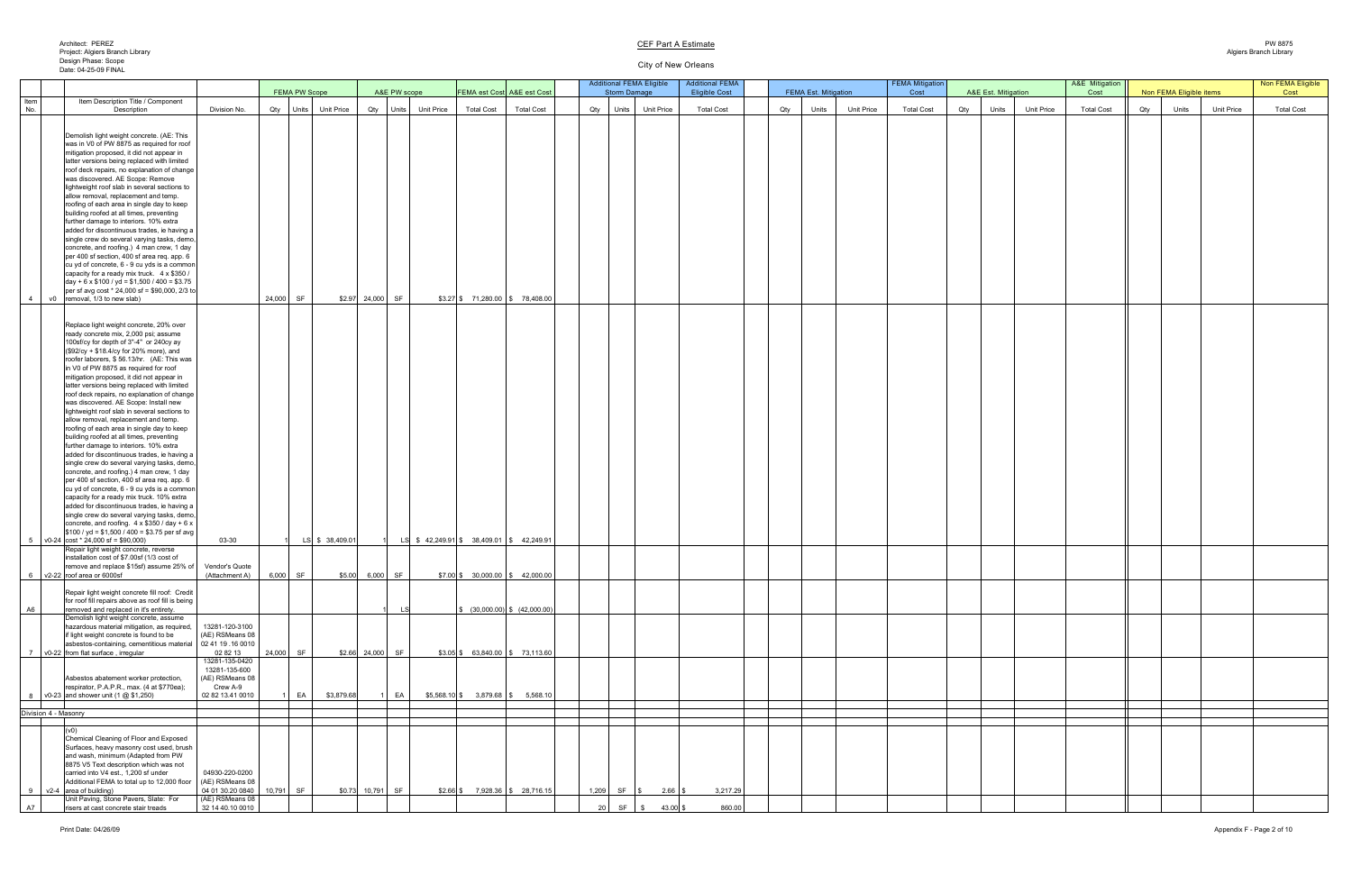Architect: PEREZ
Project: Algiers Branch Library
Design Phase: Scope
Date: 04-25-09 FINAL

CEF Part A Estimate

City of New Orleans

PW 8875
Algiers Branch Library

| Item No. | | Item Description Title / Component Description | Division No. | FEMA PW Scope | | | A&E PW scope | | | FEMA est Cost | A&E est Cost | Additional FEMA Eligible Storm Damage | | | Additional FEMA Eligible Cost | FEMA Est. Mitigation | | | FEMA Mitigation Cost | A&E Est. Mitigation | | | A&E Mitigation Cost | Non FEMA Eligible items | | | Non FEMA Eligible Cost |
|---|---|---|---|---|---|---|---|---|---|---|---|---|---|---|---|---|---|---|---|---|---|---|---|---|---|---|---|
| | | | | Qty | Units | Unit Price | Qty | Units | Unit Price | Total Cost | Total Cost | Qty | Units | Unit Price | Total Cost | Qty | Units | Unit Price | Total Cost | Qty | Units | Unit Price | Total Cost | Qty | Units | Unit Price | Total Cost |
| 4 | v0 | Demolish light weight concrete. (AE: This was in V0 of PW 8875 as required for roof mitigation proposed, it did not appear in latter versions being replaced with limited roof deck repairs, no explanation of change was discovered. AE Scope: Remove lightweight roof slab in several sections to allow removal, replacement and temp. roofing of each area in single day to keep building roofed at all times, preventing further damage to interiors. 10% extra added for discontinuous trades, ie having a single crew do several varying tasks, demo, concrete, and roofing.) 4 man crew, 1 day per 400 sf section, 400 sf area req. app. 6 cu yd of concrete, 6 - 9 cu yds is a common capacity for a ready mix truck. 4 x $350 / day + 6 x $100 / yd = $1,500 / 400 = $3.75 per sf avg cost * 24,000 sf = $90,000, 2/3 to removal, 1/3 to new slab) | | 24,000 | SF | $2.97 | 24,000 | SF | $3.27 | $ 71,280.00 | $ 78,408.00 | | | | | | | | | | | | | | | | |
| 5 | v0-24 | Replace light weight concrete, 20% over ready concrete mix, 2,000 psi; assume 100sf/cy for depth of 3"-4" or 240cy ay ($92/cy + $18.4/cy for 20% more), and roofer laborers, $ 56.13/hr. (AE: This was in V0 of PW 8875 as required for roof mitigation proposed, it did not appear in latter versions being replaced with limited roof deck repairs, no explanation of change was discovered. AE Scope: Install new lightweight roof slab in several sections to allow removal, replacement and temp. roofing of each area in single day to keep building roofed at all times, preventing further damage to interiors. 10% extra added for discontinuous trades, ie having a single crew do several varying tasks, demo, concrete, and roofing.) 4 man crew, 1 day per 400 sf section, 400 sf area req. app. 6 cu yd of concrete, 6 - 9 cu yds is a common capacity for a ready mix truck. 10% extra added for discontinuous trades, ie having a single crew do several varying tasks, demo, concrete, and roofing. 4 x $350 / day + 6 x $100 / yd = $1,500 / 400 = $3.75 per sf avg cost * 24,000 sf = $90,000) | 03-30 | 1 | LS | $ 38,409.01 | 1 | LS | $ 42,249.91 | $ 38,409.01 | $ 42,249.91 | | | | | | | | | | | | | | | | |
| 6 | v2-22 | Repair light weight concrete, reverse installation cost of $7.00sf (1/3 cost of remove and replace $15sf) assume 25% of roof area or 6000sf | Vendor's Quote (Attachment A) | 6,000 | SF | $5.00 | 6,000 | SF | $7.00 | $ 30,000.00 | $ 42,000.00 | | | | | | | | | | | | | | | | |
| A6 | | Repair light weight concrete fill roof: Credit for roof fill repairs above as roof fill is being removed and replaced in it's entirety. | | | | | 1 | LS | | $ (30,000.00) | $ (42,000.00) | | | | | | | | | | | | | | | | |
| 7 | v0-22 | Demolish light weight concrete, assume hazardous material mitigation, as required, if light weight concrete is found to be asbestos-containing, cementitious material from flat surface , irregular | 13281-120-3100 (AE) RSMeans 08 02 41 19 .16 0010 02 82 13 | 24,000 | SF | $2.66 | 24,000 | SF | $3.05 | $ 63,840.00 | $ 73,113.60 | | | | | | | | | | | | | | | | |
| 8 | v0-23 | Asbestos abatement worker protection, respirator, P.A.P.R., max. (4 at $770ea); and shower unit (1 @ $1,250) | 13281-135-0420 13281-135-600 (AE) RSMeans 08 Crew A-9 02 82 13.41 0010 | 1 | EA | $3,879.68 | 1 | EA | $5,568.10 | $ 3,879.68 | $ 5,568.10 | | | | | | | | | | | | | | | | |
| Division 4 - Masonry | | | | | | | | | | | | | | | | | | | | | | | | | | | |
| 9 | v2-4 | (v0) Chemical Cleaning of Floor and Exposed Surfaces, heavy masonry cost used, brush and wash, minimum (Adapted from PW 8875 V5 Text description which was not carried into V4 est., 1,200 sf under Additional FEMA to total up to 12,000 floor area of building) | 04930-220-0200 (AE) RSMeans 08 04 01 30.20 0840 | 10,791 | SF | $0.73 | 10,791 | SF | $2.66 | $ 7,928.36 | $ 28,716.15 | 1,209 | SF | $ 2.66 | $ 3,217.29 | | | | | | | | | | | | |
| A7 | | Unit Paving, Stone Pavers, Slate: For risers at cast concrete stair treads | (AE) RSMeans 08 32 14 40.10 0010 | | | | | | | | | 20 | SF | $ 43.00 | $ 860.00 | | | | | | | | | | | | |

Print Date: 04/26/09

Appendix F - Page 2 of 10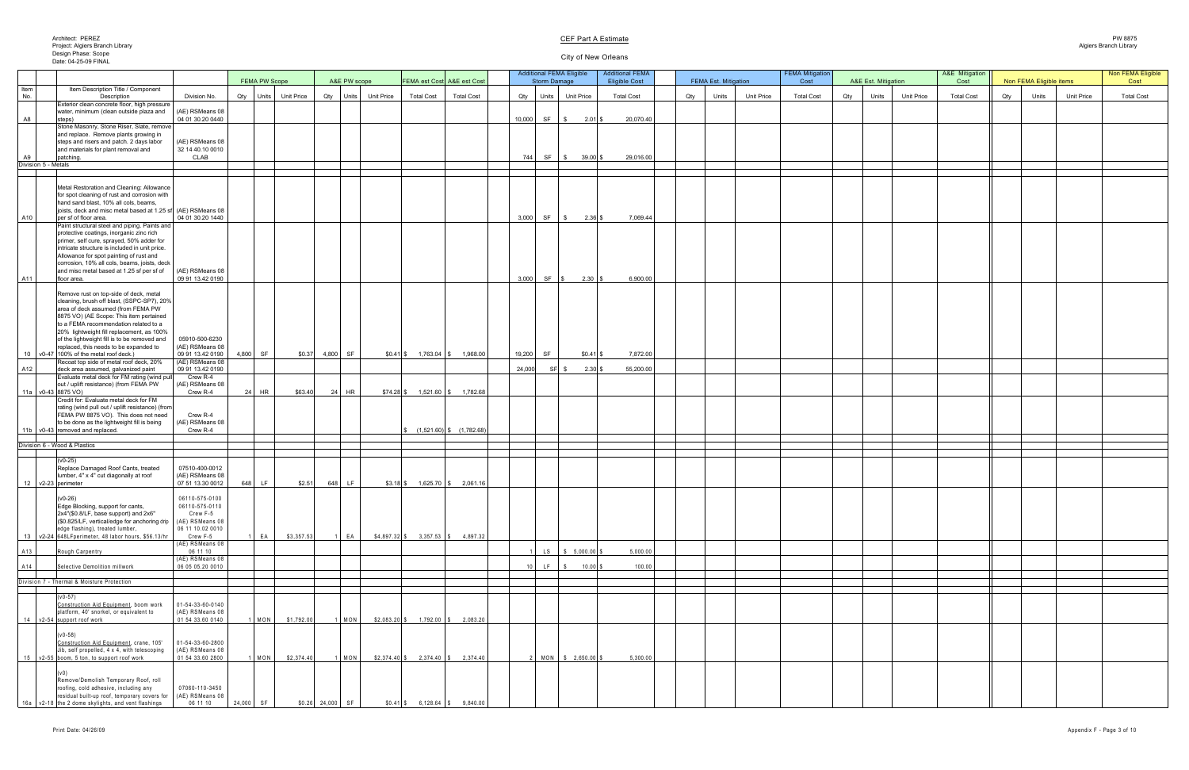Architect: PEREZ
Project: Algiers Branch Library
Design Phase: Scope
Date: 04-25-09 FINAL

CEF Part A Estimate

City of New Orleans

PW 8875
Algiers Branch Library

| Item No. | | Item Description Title / Component Description | Division No. | FEMA PW Scope | | | A&E PW scope | | | FEMA est Cost | A&E est Cost | Additional FEMA Eligible Storm Damage | | | Additional FEMA Eligible Cost | FEMA Est. Mitigation | | | FEMA Mitigation Cost | A&E Est. Mitigation | | | A&E Mitigation Cost | Non FEMA Eligible items | | | Non FEMA Eligible Cost |
|---|---|---|---|---|---|---|---|---|---|---|---|---|---|---|---|---|---|---|---|---|---|---|---|---|---|---|---|
| | | | | Qty | Units | Unit Price | Qty | Units | Unit Price | Total Cost | Total Cost | Qty | Units | Unit Price | Total Cost | Qty | Units | Unit Price | Total Cost | Qty | Units | Unit Price | Total Cost | Qty | Units | Unit Price | Total Cost |
| A8 | | Exterior clean concrete floor, high pressure water, minimum (clean outside plaza and steps) | (AE) RSMeans 08 04 01 30.20 0440 | | | | | | | | | 10,000 | SF | $ 2.01 | $ 20,070.40 | | | | | | | | | | | | |
| A9 | | Stone Masonry, Stone Riser, Slate, remove and replace. Remove plants growing in steps and risers and patch. 2 days labor and materials for plant removal and patching. | (AE) RSMeans 08 32 14 40.10 0010 CLAB | | | | | | | | | 744 | SF | $ 39.00 | $ 29,016.00 | | | | | | | | | | | | |
| Division 5 - Metals | | | | | | | | | | | | | | | | | | | | | | | | | | | |
| A10 | | Metal Restoration and Cleaning: Allowance for spot cleaning of rust and corrosion with hand sand blast, 10% all cols, beams, joists, deck and misc metal based at 1.25 sf per sf of floor area. | (AE) RSMeans 08 04 01 30.20 1440 | | | | | | | | | 3,000 | SF | $ 2.36 | $ 7,069.44 | | | | | | | | | | | | |
| A11 | | Paint structural steel and piping. Paints and protective coatings, inorganic zinc rich primer, self cure, sprayed, 50% adder for intricate structure is included in unit price. Allowance for spot painting of rust and corrosion, 10% all cols, beams, joists, deck and misc metal based at 1.25 sf per sf of floor area. | (AE) RSMeans 08 09 91 13.42 0190 | | | | | | | | | 3,000 | SF | $ 2.30 | $ 6,900.00 | | | | | | | | | | | | |
| 10 | v0-47 | Remove rust on top-side of deck, metal cleaning, brush off blast, (SSPC-SP7), 20% area of deck assumed (from FEMA PW 8875 VO) (AE Scope: This item pertained to a FEMA recommendation related to a 20% lightweight fill replacement, as 100% of the lightweight fill is to be removed and replaced, this needs to be expanded to 100% of the metal roof deck.) | 05910-500-6230 (AE) RSMeans 08 09 91 13.42 0190 | 4,800 | SF | $0.37 | 4,800 | SF | $0.41 | $ 1,763.04 | $ 1,968.00 | 19,200 | SF | $0.41 | $ 7,872.00 | | | | | | | | | | | | |
| A12 | | Recoat top side of metal roof deck, 20% deck area assumed, galvanized paint | (AE) RSMeans 08 09 91 13.42 0190 | | | | | | | | | 24,000 | SF | $ 2.30 | $ 55,200.00 | | | | | | | | | | | | |
| 11a | v0-43 | Evaluate metal deck for FM rating (wind pull out / uplift resistance) (from FEMA PW 8875 VO) | Crew R-4 (AE) RSMeans 08 Crew R-4 | 24 | HR | $63.40 | 24 | HR | $74.28 | $ 1,521.60 | $ 1,782.68 | | | | | | | | | | | | | | | | |
| 11b | v0-43 | Credit for: Evaluate metal deck for FM rating (wind pull out / uplift resistance) (from FEMA PW 8875 VO). This does not need to be done as the lightweight fill is being removed and replaced. | Crew R-4 (AE) RSMeans 08 Crew R-4 | | | | | | | $ (1,521.60) | $ (1,782.68) | | | | | | | | | | | | | | | | |
| Division 6 - Wood & Plastics | | | | | | | | | | | | | | | | | | | | | | | | | | | |
| 12 | v2-23 | (v0-25) Replace Damaged Roof Cants, treated lumber, 4" x 4" cut diagonally at roof perimeter | 07510-400-0012 (AE) RSMeans 08 07 51 13.30 0012 | 648 | LF | $2.51 | 648 | LF | $3.18 | $ 1,625.70 | $ 2,061.16 | | | | | | | | | | | | | | | | |
| 13 | v2-24 | (v0-26) Edge Blocking, support for cants, 2x4"($0.8/LF, base support) and 2x6" ($0.825/LF, vertical/edge for anchoring drip edge flashing), treated lumber, 648LFperimeter, 48 labor hours, $56.13/hr | 06110-575-0100 06110-575-0110 Crew F-5 (AE) RSMeans 08 06 11 10.02 0010 Crew F-5 | 1 | EA | $3,357.53 | 1 | EA | $4,897.32 | $ 3,357.53 | $ 4,897.32 | | | | | | | | | | | | | | | | |
| A13 | | Rough Carpentry | (AE) RSMeans 08 06 11 10 | | | | | | | | | 1 | LS | $ 5,000.00 | $ 5,000.00 | | | | | | | | | | | | |
| A14 | | Selective Demolition millwork | (AE) RSMeans 08 06 05 05.20 0010 | | | | | | | | | 10 | LF | $ 10.00 | $ 100.00 | | | | | | | | | | | | |
| Division 7 - Thermal & Moisture Protection | | | | | | | | | | | | | | | | | | | | | | | | | | | |
| 14 | v2-54 | (v0-57) Construction Aid Equipment, boom work platform, 40' snorkel, or equivalent to support roof work | 01-54-33-60-0140 (AE) RSMeans 08 01 54 33.60 0140 | 1 | MON | $1,792.00 | 1 | MON | $2,083.20 | $ 1,792.00 | $ 2,083.20 | | | | | | | | | | | | | | | | |
| 15 | v2-55 | (v0-58) Construction Aid Equipment, crane, 105' Jib, self propelled, 4 x 4, with telescoping boom, 5 ton, to support roof work | 01-54-33-60-2800 (AE) RSMeans 08 01 54 33.60 2800 | 1 | MON | $2,374.40 | 1 | MON | $2,374.40 | $ 2,374.40 | $ 2,374.40 | 2 | MON | $ 2,650.00 | $ 5,300.00 | | | | | | | | | | | | |
| 16a | v2-18 | (v0) Remove/Demolish Temporary Roof, roll roofing, cold adhesive, including any residual built-up roof, temporary covers for the 2 dome skylights, and vent flashings | 07060-110-3450 (AE) RSMeans 08 06 11 10 | 24,000 | SF | $0.26 | 24,000 | SF | $0.41 | $ 6,128.64 | $ 9,840.00 | | | | | | | | | | | | | | | | |

Print Date: 04/26/09

Appendix F - Page 3 of 10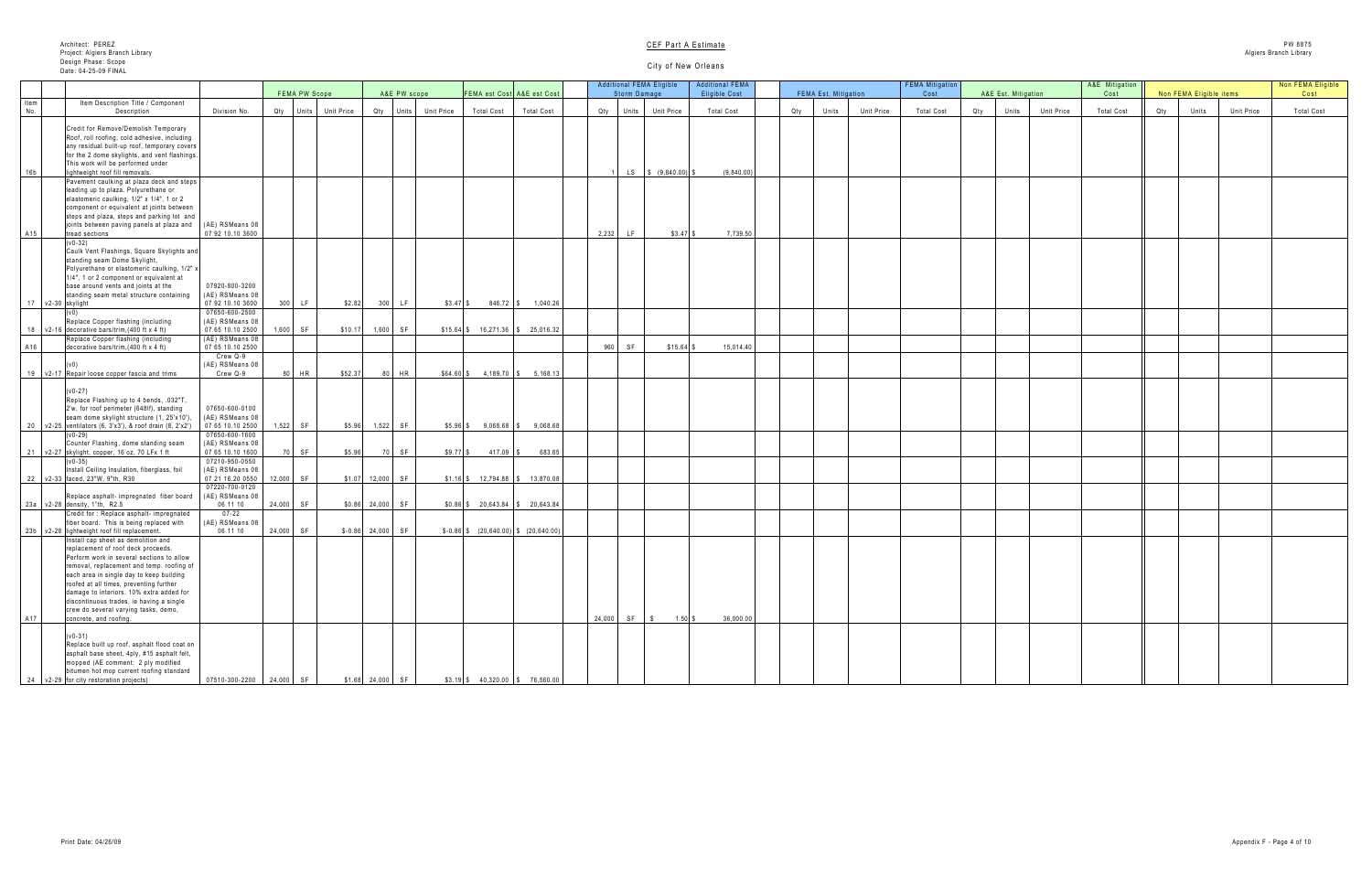Architect: PEREZ
Project: Algiers Branch Library
Design Phase: Scope
Date: 04-25-09 FINAL

CEF Part A Estimate

City of New Orleans

PW 8875
Algiers Branch Library

| Item No. | | Item Description Title / Component Description | Division No. | FEMA PW Scope Qty | FEMA PW Scope Units | FEMA PW Scope Unit Price | A&E PW scope Qty | A&E PW scope Units | A&E PW scope Unit Price | FEMA est Cost Total Cost | A&E est Cost Total Cost | Additional FEMA Eligible Storm Damage Qty | Additional FEMA Eligible Storm Damage Units | Additional FEMA Eligible Storm Damage Unit Price | Additional FEMA Eligible Cost Total Cost | FEMA Est. Mitigation Qty | FEMA Est. Mitigation Units | FEMA Est. Mitigation Unit Price | FEMA Mitigation Cost Total Cost | A&E Est. Mitigation Qty | A&E Est. Mitigation Units | A&E Est. Mitigation Unit Price | A&E Mitigation Cost Total Cost | Non FEMA Eligible items Qty | Non FEMA Eligible items Units | Non FEMA Eligible items Unit Price | Non FEMA Eligible Cost Total Cost |
|---|---|---|---|---|---|---|---|---|---|---|---|---|---|---|---|---|---|---|---|---|---|---|---|---|---|---|---|
| 16b | | Credit for Remove/Demolish Temporary Roof, roll roofing, cold adhesive, including any residual built-up roof, temporary covers for the 2 dome skylights, and vent flashings. This work will be performed under lightweight roof fill removals. | | | | | | | | | | 1 | LS | $ (9,840.00) | $ (9,840.00) | | | | | | | | | | | | |
| A15 | | Pavement caulking at plaza deck and steps leading up to plaza. Polyurethane or elastomeric caulking, 1/2" x 1/4", 1 or 2 component or equivalent at joints between steps and plaza, steps and parking lot and joints between paving panels at plaza and tread sections | (AE) RSMeans 08 07 92 10.10 3600 | | | | | | | | | 2,232 | LF | $3.47 | $ 7,739.50 | | | | | | | | | | | | |
| 17 | v2-30 | (v0-32) Caulk Vent Flashings, Square Skylights and standing seam Dome Skylight, Polyurethane or elastomeric caulking, 1/2" x 1/4", 1 or 2 component or equivalent at base around vents and joints at the standing seam metal structure containing skylight | 07920-800-3200 (AE) RSMeans 08 07 92 10.10 3600 | 300 | LF | $2.82 | 300 | LF | $3.47 | $ 846.72 | $ 1,040.26 | | | | | | | | | | | | | | | | |
| 18 | v2-16 | (v0) Replace Copper flashing (including decorative bars/trim,(400 ft x 4 ft) | 07650-600-2500 (AE) RSMeans 08 07 65 10.10 2500 | 1,600 | SF | $10.17 | 1,600 | SF | $15.64 | $ 16,271.36 | $ 25,016.32 | | | | | | | | | | | | | | | | |
| A16 | | Replace Copper flashing (including decorative bars/trim,(400 ft x 4 ft) | (AE) RSMeans 08 07 65 10.10 2500 | | | | | | | | | 960 | SF | $15.64 | $ 15,014.40 | | | | | | | | | | | | |
| 19 | v2-17 | (v0) Repair loose copper fascia and trims | Crew Q-9 (AE) RSMeans 08 Crew Q-9 | 80 | HR | $52.37 | 80 | HR | $64.60 | $ 4,189.70 | $ 5,168.13 | | | | | | | | | | | | | | | | |
| 20 | v2-25 | (v0-27) Replace Flashing up to 4 bends, .032"T, 2'w, for roof perimeter (648lf), standing seam dome skylight structure (1, 25'x10'), ventilators (6, 3'x3'), & roof drain (8, 2'x2') | 07650-600-0100 (AE) RSMeans 08 07 65 10.10 2500 | 1,522 | SF | $5.96 | 1,522 | SF | $5.96 | $ 9,068.68 | $ 9,068.68 | | | | | | | | | | | | | | | | |
| 21 | v2-27 | (v0-29) Counter Flashing, dome standing seam skylight, copper, 16 oz, 70 LFx 1 ft | 07650-600-1600 (AE) RSMeans 08 07 65 10.10 1600 | 70 | SF | $5.96 | 70 | SF | $9.77 | $ 417.09 | $ 683.65 | | | | | | | | | | | | | | | | |
| 22 | v2-33 | (v0-35) Install Ceiling Insulation, fiberglass, foil faced, 23"W, 9"th, R30 | 07210-950-0550 (AE) RSMeans 08 07 21 16.20 0550 | 12,000 | SF | $1.07 | 12,000 | SF | $1.16 | $ 12,794.88 | $ 13,870.08 | | | | | | | | | | | | | | | | |
| 23a | v2-28 | Replace asphalt- impregnated fiber board density, 1"th, R2.5 | 07220-700-0120 (AE) RSMeans 08 06 11 10 | 24,000 | SF | $0.86 | 24,000 | SF | $0.86 | $ 20,643.84 | $ 20,643.84 | | | | | | | | | | | | | | | | |
| 23b | v2-28 | Credit for : Replace asphalt- impregnated fiber board. This is being replaced with lightweight roof fill replacement. | 07-22 (AE) RSMeans 08 06 11 10 | 24,000 | SF | $-0.86 | 24,000 | SF | $-0.86 | $ (20,640.00) | $ (20,640.00) | | | | | | | | | | | | | | | | |
| A17 | | Install cap sheet as demolition and replacement of roof deck proceeds. Perform work in several sections to allow removal, replacement and temp. roofing of each area in single day to keep building roofed at all times, preventing further damage to interiors. 10% extra added for discontinuous trades, ie having a single crew do several varying tasks, demo, concrete, and roofing. | | | | | | | | | | 24,000 | SF | $ 1.50 | $ 36,000.00 | | | | | | | | | | | | |
| 24 | v2-29 | (v0-31) Replace built up roof, asphalt flood coat on asphalt base sheet, 4ply, #15 asphalt felt, mopped (AE comment: 2 ply modified bitumen hot mop current roofing standard for city restoration projects) | 07510-300-2200 | 24,000 | SF | $1.68 | 24,000 | SF | $3.19 | $ 40,320.00 | $ 76,560.00 | | | | | | | | | | | | | | | | |

Print Date: 04/26/09

Appendix F - Page 4 of 10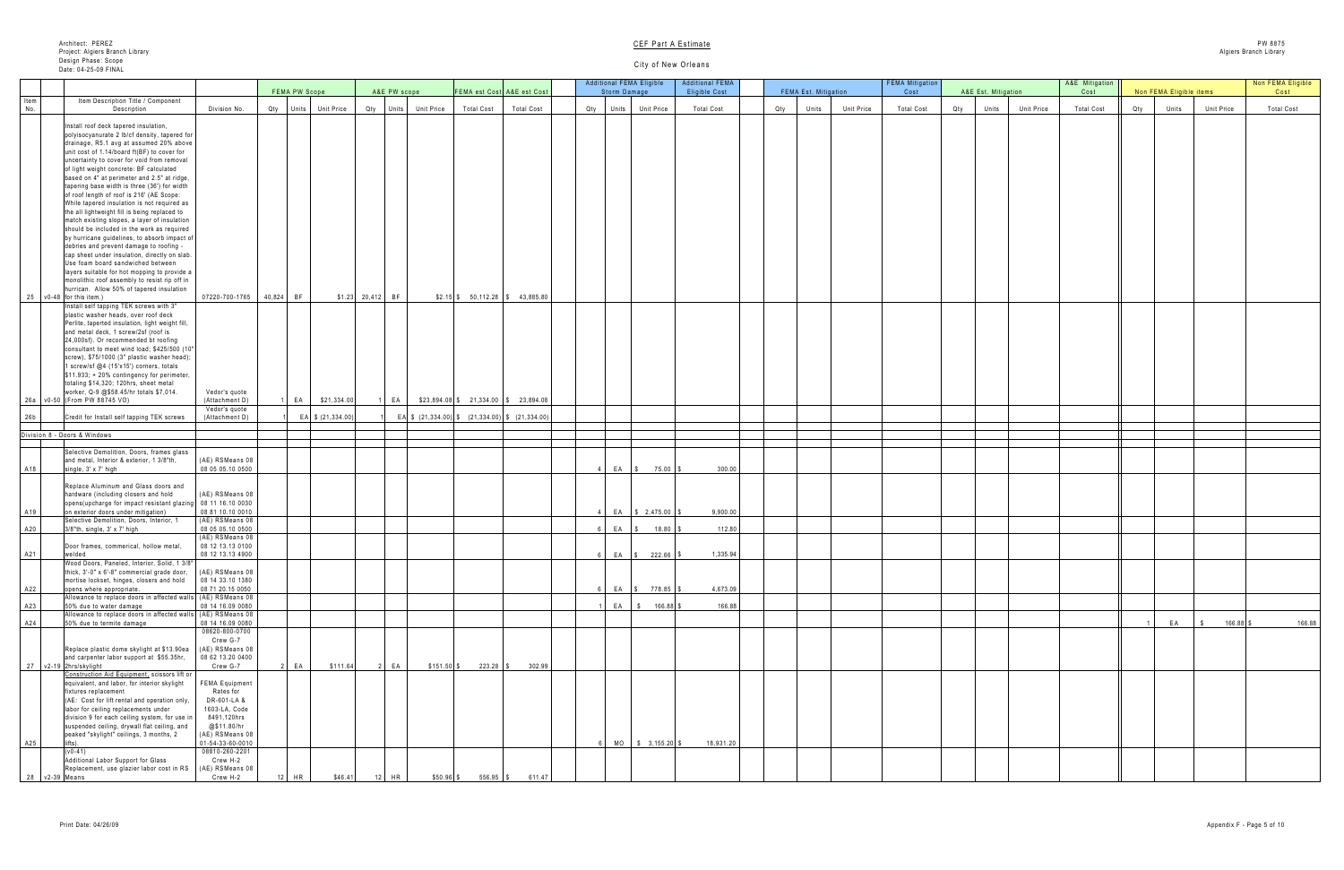Architect: PEREZ
Project: Algiers Branch Library
Design Phase: Scope
Date: 04-25-09 FINAL

CEF Part A Estimate

City of New Orleans

PW 8875
Algiers Branch Library

| Item No. | | Item Description Title / Component Description | Division No. | FEMA PW Scope Qty | Units | Unit Price | A&E PW scope Qty | Units | Unit Price | FEMA est Cost Total Cost | A&E est Cost Total Cost | Additional FEMA Eligible Storm Damage Qty | Units | Unit Price | Additional FEMA Eligible Cost Total Cost | FEMA Est. Mitigation Qty | Units | Unit Price | FEMA Mitigation Cost Total Cost | A&E Est. Mitigation Qty | Units | Unit Price | A&E Mitigation Cost Total Cost | Non FEMA Eligible items Qty | Units | Unit Price | Non FEMA Eligible Cost Total Cost |
|---|---|---|---|---|---|---|---|---|---|---|---|---|---|---|---|---|---|---|---|---|---|---|---|---|---|---|---|
| 25 | v0-48 | Install roof deck tapered insulation, polyisocyanurate 2 lb/cf density, tapered for drainage, R5.1 avg at assumed 20% above unit cost of 1.14/board ft(BF) to cover for uncertainty to cover for void from removal of light weight concrete: BF calculated based on 4" at perimeter and 2.5" at ridge, tapering base width is three (36') for width of roof length of roof is 216' (AE Scope: While tapered insulation is not required as the all lightweight fill is being replaced to match existing slopes, a layer of insulation should be included in the work as required by hurricane guidelines, to absorb impact of debries and prevent damage to roofing - cap sheet under insulation, directly on slab. Use foam board sandwiched between layers suitable for hot mopping to provide a monolithic roof assembly to resist rip off in hurrican. Allow 50% of tapered insulation for this item.) | 07220-700-1765 | 40,824 | BF | $1.23 | 20,412 | BF | $2.15 | $ 50,112.28 | $ 43,885.80 | | | | | | | | | | | | | | | | |
| 26a | v0-50 | Install self tapping TEK screws with 3" plastic washer heads, over roof deck Perlite, taperted insulation, light weight fill, and metal deck, 1 screw/2sf (roof is 24,000sf). Or recommended bt roofing consultant to meet wind load; $425/500 (10" screw), $75/1000 (3" plastic washer head); 1 screw/sf @4 (15'x15') corners, totals $11,933; + 20% contingency for perimeter, totaling $14,320; 120hrs, sheet metal worker, Q-9 @$58.45/hr totals $7,014. (From PW 88745 VO) | Vedor's quote (Attachment D) | 1 | EA | $21,334.00 | 1 | EA | $23,894.08 | $ 21,334.00 | $ 23,894.08 | | | | | | | | | | | | | | | | |
| 26b | | Credit for Install self tapping TEK screws | Vedor's quote (Attachment D) | 1 | EA | $ (21,334.00) | 1 | EA | $ (21,334.00) | $ (21,334.00) | $ (21,334.00) | | | | | | | | | | | | | | | | |
| | | Division 8 - Doors & Windows | | | | | | | | | | | | | | | | | | | | | | | | | |
| A18 | | Selective Demolition, Doors, frames glass and metal, Interior & exterior, 1 3/8"th, single, 3' x 7' high | (AE) RSMeans 08 08 05 05.10 0500 | | | | | | | | | 4 | EA | $ 75.00 | $ 300.00 | | | | | | | | | | | | |
| A19 | | Replace Aluminum and Glass doors and hardware (including closers and hold opens(upcharge for impact resistant glazing on exterior doors under mitigation) | (AE) RSMeans 08 08 11 16.10 0030 08 81 10.10 0010 | | | | | | | | | 4 | EA | $ 2,475.00 | $ 9,900.00 | | | | | | | | | | | | |
| A20 | | Selective Demolition, Doors, Interior, 1 3/8"th, single, 3' x 7' high | (AE) RSMeans 08 08 05 05.10 0500 | | | | | | | | | 6 | EA | $ 18.80 | $ 112.80 | | | | | | | | | | | | |
| A21 | | Door frames, commerical, hollow metal, welded | (AE) RSMeans 08 08 12 13.13 0100 08 12 13.13 4900 | | | | | | | | | 6 | EA | $ 222.66 | $ 1,335.94 | | | | | | | | | | | | |
| A22 | | Wood Doors, Paneled, Interior, Solid, 1 3/8" thick, 3'-0" x 6'-8" commercial grade door, mortise lockset, hinges, closers and hold opens where appropriate. | (AE) RSMeans 08 08 14 33.10 1380 08 71 20.15 0050 | | | | | | | | | 6 | EA | $ 778.85 | $ 4,673.09 | | | | | | | | | | | | |
| A23 | | Allowance to replace doors in affected walls 50% due to water damage | (AE) RSMeans 08 08 14 16.09 0080 | | | | | | | | | 1 | EA | $ 166.88 | $ 166.88 | | | | | | | | | | | | |
| A24 | | Allowance to replace doors in affected walls 50% due to termite damage | (AE) RSMeans 08 08 14 16.09 0080 | | | | | | | | | | | | | | | | | | | | | 1 | EA | $ 166.88 | $ 166.88 |
| 27 | v2-19 | Replace plastic dome skylight at $13.90ea and carpenter labor support at $55.35hr, 2hrs/skylight | 08620-800-0700 Crew G-7 (AE) RSMeans 08 08 62 13.20 0400 Crew G-7 | 2 | EA | $111.64 | 2 | EA | $151.50 | $ 223.28 | $ 302.99 | | | | | | | | | | | | | | | | |
| A25 | | Construction Aid Equipment, scissors lift or equivalent, and labor, for interior skylight fixtures replacement (AE: Cost for lift rental and operation only, labor for ceiling replacements under division 9 for each ceiling system, for use in suspended ceiling, drywall flat ceiling, and peaked "skylight" ceilings, 3 months, 2 lifts). | FEMA Equipment Rates for DR-601-LA & 1603-LA, Code 8491,120hrs @$11.80/hr (AE) RSMeans 08 01-54-33-60-0010 | | | | | | | | | 6 | MO | $ 3,155.20 | $ 18,931.20 | | | | | | | | | | | | |
| 28 | v2-39 | (v0-41) Additional Labor Support for Glass Replacement, use glazier labor cost in RS Means | 08810-260-2201 Crew H-2 (AE) RSMeans 08 Crew H-2 | 12 | HR | $46.41 | 12 | HR | $50.96 | $ 556.95 | $ 611.47 | | | | | | | | | | | | | | | | |

Print Date: 04/26/09

Appendix F - Page 5 of 10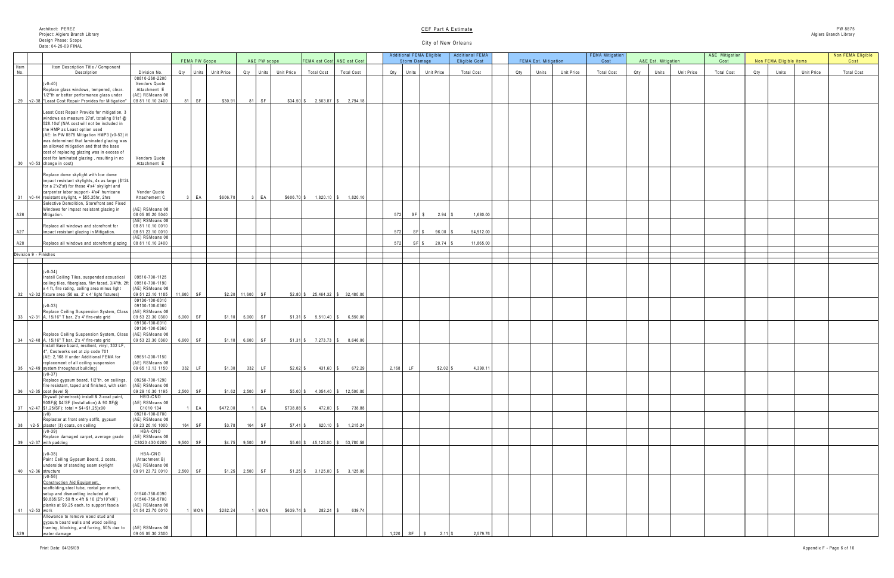Architect: PEREZ
Project: Algiers Branch Library
Design Phase: Scope
Date: 04-25-09 FINAL

CEF Part A Estimate

City of New Orleans

PW 8875
Algiers Branch Library

| Item No. | | Item Description Title / Component Description | Division No. | FEMA PW Scope Qty | Units | Unit Price | A&E PW scope Qty | Units | Unit Price | FEMA est Cost Total Cost | A&E est Cost Total Cost | Additional FEMA Eligible Storm Damage Qty | Units | Unit Price | Additional FEMA Eligible Cost Total Cost | FEMA Est. Mitigation Qty | Units | Unit Price | FEMA Mitigation Cost Total Cost | A&E Est. Mitigation Qty | Units | Unit Price | A&E Mitigation Cost Total Cost | Non FEMA Eligible items Qty | Units | Unit Price | Non FEMA Eligible Cost Total Cost |
|---|---|---|---|---|---|---|---|---|---|---|---|---|---|---|---|---|---|---|---|---|---|---|---|---|---|---|---|
| 29 | v2-38 | (v0-40) Replace glass windows, tempered, clear. 1/2"th or better performance glass under "Least Cost Repair Provides for Mitigation" | 08810-260-2200 Vendors Quote Attachment E (AE) RSMeans 08 08 81 10.10 2400 | 81 | SF | $30.91 | 81 | SF | $34.50 | $ 2,503.87 | $ 2,794.18 | | | | | | | | | | | | | | | | |
| 30 | v0-53 | Least Cost Repair Provide for mitigation, 3 windows ea measure 27sf, totaling 81sf @ 528.10sf (N/A cost will not be included in the HMP as Least option used (AE: In PW 8875 Mitigation HMP3 [v0-53] it was determined that laminated glazing was an allowed mitigation and that the base cost of replacing glazing was in excess of cost for laminated glazing , resulting in no change in cost) | Vendors Quote Attachment E | | | | | | | | | | | | | | | | | | | | | | | | |
| 31 | v0-44 | Replace dome skylight with low dome impact resistant skylights, 4x as large ($124 for a 2'x2'sf) for these 4'x4' skylight and carpenter labor support- 4'x4' hurricane resistant skylight, + $55.35hr, 2hrs | Vendor Quote Attachement C | 3 | EA | $606.70 | 3 | EA | $606.70 | $ 1,820.10 | $ 1,820.10 | | | | | | | | | | | | | | | | |
| A26 | | Selective Demolition, Storefront and Fixed Windows for impact resistant glazing in Mitigation. | (AE) RSMeans 08 08 05 05.20 5040 | | | | | | | | | 572 | SF | $ 2.94 | $ 1,680.00 | | | | | | | | | | | | |
| A27 | | Replace all windows and storefront for impact resistant glazing in Mitigation. | (AE) RSMeans 08 08 81 10.10 0010 08 51 23.10 0010 | | | | | | | | | 572 | SF | $ 96.00 | $ 54,912.00 | | | | | | | | | | | | |
| A28 | | Replace all windows and storefront glazing | (AE) RSMeans 08 08 81 10.10 2400 | | | | | | | | | 572 | SF | $ 20.74 | $ 11,865.00 | | | | | | | | | | | | |
| Division 9 - Finishes | | | | | | | | | | | | | | | | | | | | | | | | | | | |
| 32 | v2-32 | (v0-34) Install Ceiling Tiles, suspended acoustical ceiling tiles, fiberglass, film faced, 3/4"th, 2ft x 4 ft, fire rating, ceiling area minus light fixture area (50 ea, 2' x 4' light fixtures) | 09510-700-1125 09510-700-1190 (AE) RSMeans 08 09 51 23.10 1185 | 11,600 | SF | $2.20 | 11,600 | SF | $2.80 | $ 25,464.32 | $ 32,480.00 | | | | | | | | | | | | | | | | |
| 33 | v2-31 | (v0-33) Replace Ceiling Suspension System, Class A, 15/16" T bar, 2'x 4' fire-rate grid | 09130-100-0010 09130-100-0360 (AE) RSMeans 08 09 53 23.30 0360 | 5,000 | SF | $1.10 | 5,000 | SF | $1.31 | $ 5,510.40 | $ 6,550.00 | | | | | | | | | | | | | | | | |
| 34 | v2-48 | Replace Ceiling Suspension System, Class A, 15/16" T bar, 2'x 4' fire-rate grid | 09130-100-0010 09130-100-0360 (AE) RSMeans 08 09 53 23.30 0360 | 6,600 | SF | $1.10 | 6,600 | SF | $1.31 | $ 7,273.73 | $ 8,646.00 | | | | | | | | | | | | | | | | |
| 35 | v2-49 | Install Base board, resilient, vinyl, 332 LF, 4", Costworks set at zip code 701 (AE: 2,168 lf under Additional FEMA for replacement of all ceiling suspension system throughout building) | 09651-200-1150 (AE) RSMeans 08 09 65 13.13 1150 | 332 | LF | $1.30 | 332 | LF | $2.02 | $ 431.60 | $ 672.29 | 2,168 | LF | $2.02 | $ 4,390.11 | | | | | | | | | | | | |
| 36 | v2-35 | (v0-37) Replace gypsum board, 1/2"th, on ceilings, fire resistant, taped and finished, with skim coat (level 5) | 09250-700-1290 (AE) RSMeans 08 09 29 10.30 1195 | 2,500 | SF | $1.62 | 2,500 | SF | $5.00 | $ 4,054.40 | $ 12,500.00 | | | | | | | | | | | | | | | | |
| 37 | v2-47 | Drywall (sheetrock) install & 2-coat paint, 90SF@ $4/SF (Installation) & 90 SF@ $1.25/SF); total = $4+$1.25)x90 | HBO-CNO (AE) RSMeans 08 C1010 134 | 1 | EA | $472.00 | 1 | EA | $738.88 | $ 472.00 | $ 738.88 | | | | | | | | | | | | | | | | |
| 38 | v2-5 | (v0) Replaster at front entry soffit, gypsum plaster (3) coats, on ceiling | 09210-100-0700 (AE) RSMeans 08 09 23 20.10 1000 | 164 | SF | $3.78 | 164 | SF | $7.41 | $ 620.10 | $ 1,215.24 | | | | | | | | | | | | | | | | |
| 39 | v2-37 | (v0-39) Replace damaged carpet, average grade with padding | HBA-CNO (AE) RSMeans 08 C3020 430 0200 | 9,500 | SF | $4.75 | 9,500 | SF | $5.66 | $ 45,125.00 | $ 53,780.58 | | | | | | | | | | | | | | | | |
| 40 | v2-36 | (v0-38) Paint Ceiling Gypsum Board, 2 coats, underside of standing seam skylight structure | HBA-CNO (Attachment B) (AE) RSMeans 08 09 91 23.72 0010 | 2,500 | SF | $1.25 | 2,500 | SF | $1.25 | $ 3,125.00 | $ 3,125.00 | | | | | | | | | | | | | | | | |
| 41 | v2-53 | (v0-56) Construction Aid Equipment, scaffolding,steel tube, rental per month, setup and dismantling included at $0.835/SF; 50 ft x 4ft & 16 (2"x10"x16') planks at $9.25 each, to support fascia work | 01540-750-0090 01540-750-5700 (AE) RSMeans 08 01 54 23.70 0010 | 1 | MON | $282.24 | 1 | MON | $639.74 | $ 282.24 | $ 639.74 | | | | | | | | | | | | | | | | |
| A29 | | Allowance to remove wood stud and gypsum board walls and wood ceiling framing, blocking, and furring, 50% due to water damage | (AE) RSMeans 08 09 05 05.30 2300 | | | | | | | | | 1,220 | SF | $ 2.11 | $ 2,579.76 | | | | | | | | | | | | |

Print Date: 04/26/09

Appendix F - Page 6 of 10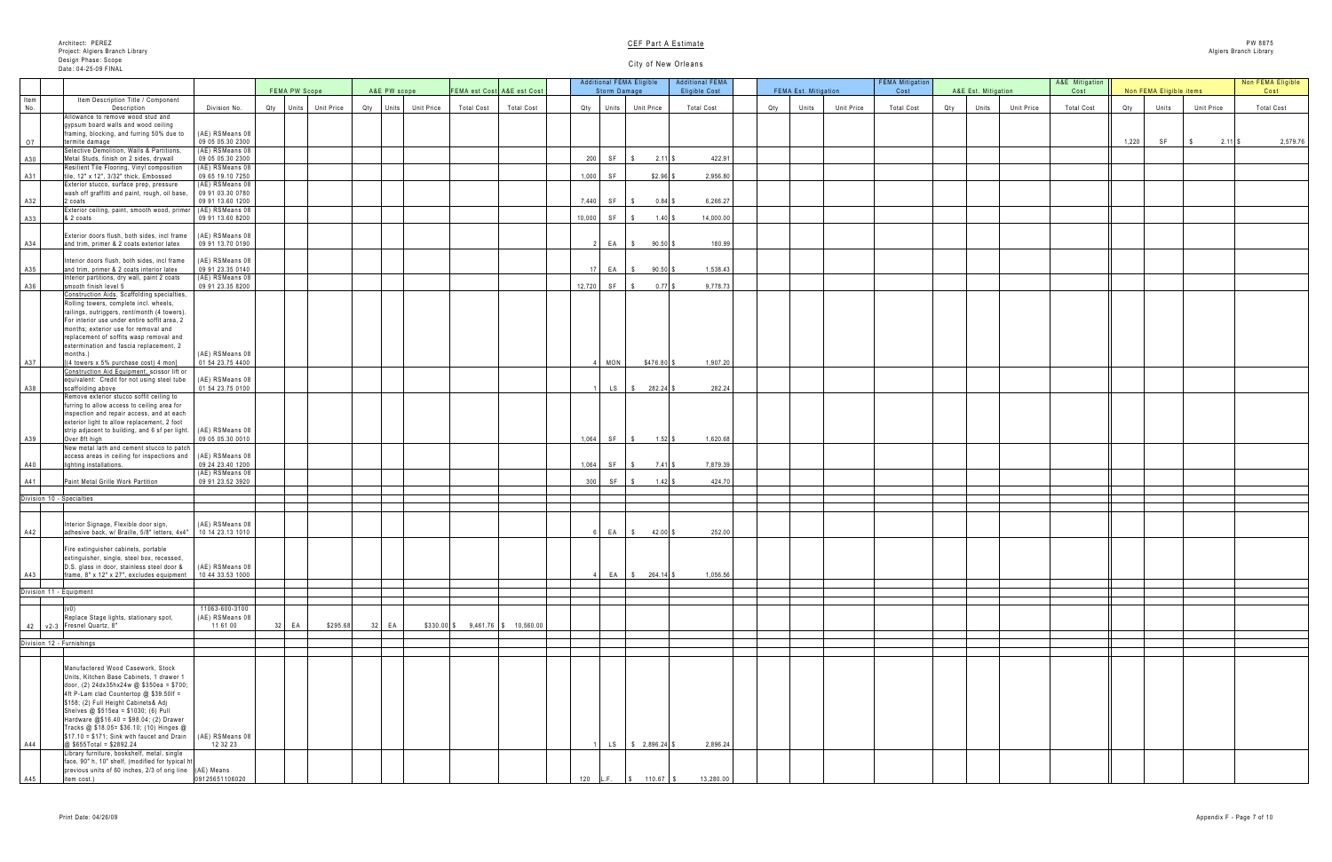Architect: PEREZ
Project: Algiers Branch Library
Design Phase: Scope
Date: 04-25-09 FINAL

CEF Part A Estimate

City of New Orleans

PW 8875
Algiers Branch Library

| Item No. | | Item Description Title / Component Description | Division No. | FEMA PW Scope | | | A&E PW scope | | | FEMA est Cost | A&E est Cost | Additional FEMA Eligible Storm Damage | | | Additional FEMA Eligible Cost | FEMA Est. Mitigation | | | FEMA Mitigation Cost | A&E Est. Mitigation | | | A&E Mitigation Cost | Non FEMA Eligible items | | | Non FEMA Eligible Cost |
|---|---|---|---|---|---|---|---|---|---|---|---|---|---|---|---|---|---|---|---|---|---|---|---|---|---|---|---|
| | | | | Qty | Units | Unit Price | Qty | Units | Unit Price | Total Cost | Total Cost | Qty | Units | Unit Price | Total Cost | Qty | Units | Unit Price | Total Cost | Qty | Units | Unit Price | Total Cost | Qty | Units | Unit Price | Total Cost |
| O7 | | Allowance to remove wood stud and gypsum board walls and wood ceiling framing, blocking, and furring 50% due to termite damage | (AE) RSMeans 08 09 05 05.30 2300 | | | | | | | | | | | | | | | | | | | | | 1,220 | SF | $ 2.11 | $ 2,579.76 |
| A30 | | Selective Demolition, Walls & Partitions, Metal Studs, finish on 2 sides, drywall | (AE) RSMeans 08 09 05 05.30 2300 | | | | | | | | | 200 | SF | $ 2.11 | $ 422.91 | | | | | | | | | | | | |
| A31 | | Resilient Tile Flooring, Vinyl composition tile, 12" x 12", 3/32" thick, Embossed | (AE) RSMeans 08 09 65 19.10 7250 | | | | | | | | | 1,000 | SF | $2.96 | $ 2,956.80 | | | | | | | | | | | | |
| A32 | | Exterior stucco, surface prep, pressure wash off graffitti and paint, rough, oil base, 2 coats | (AE) RSMeans 08 09 91 03.30 0780 09 91 13.60 1200 | | | | | | | | | 7,440 | SF | $ 0.84 | $ 6,266.27 | | | | | | | | | | | | |
| A33 | | Exterior ceiling, paint, smooth wood, primer & 2 coats | (AE) RSMeans 08 09 91 13.60 8200 | | | | | | | | | 10,000 | SF | $ 1.40 | $ 14,000.00 | | | | | | | | | | | | |
| A34 | | Exterior doors flush, both sides, incl frame and trim, primer & 2 coats exterior latex | (AE) RSMeans 08 09 91 13.70 0190 | | | | | | | | | 2 | EA | $ 90.50 | $ 180.99 | | | | | | | | | | | | |
| A35 | | Interior doors flush, both sides, incl frame and trim, primer & 2 coats interior latex | (AE) RSMeans 08 09 91 23.35 0140 | | | | | | | | | 17 | EA | $ 90.50 | $ 1,538.43 | | | | | | | | | | | | |
| A36 | | Interior partitions, dry wall, paint 2 coats smooth finish level 5 | (AE) RSMeans 08 09 91 23.35 8200 | | | | | | | | | 12,720 | SF | $ 0.77 | $ 9,778.73 | | | | | | | | | | | | |
| A37 | | Construction Aids, Scaffolding specialties, Rolling towers, complete incl. wheels, railings, outriggers, rent/month (4 towers). For interior use under entire soffit area, 2 months; exterior use for removal and replacement of soffits wasp removal and extermination and fascia replacement, 2 months.) ((4 towers x 5% purchase cost) 4 mon) | (AE) RSMeans 08 01 54 23.75 4400 | | | | | | | | | 4 | MON | $476.80 | $ 1,907.20 | | | | | | | | | | | | |
| A38 | | Construction Aid Equipment, scissor lift or equivalent: Credit for not using steel tube scaffolding above | (AE) RSMeans 08 01 54 23.75 0100 | | | | | | | | | 1 | LS | $ 282.24 | $ 282.24 | | | | | | | | | | | | |
| A39 | | Remove exterior stucco soffit ceiling to furring to allow access to ceiling area for inspection and repair access, and at each exterior light to allow replacement, 2 foot strip adjacent to building, and 6 sf per light. Over 8ft high | (AE) RSMeans 08 09 05 05.30 0010 | | | | | | | | | 1,064 | SF | $ 1.52 | $ 1,620.68 | | | | | | | | | | | | |
| A40 | | New metal lath and cement stucco to patch access areas in ceiling for inspections and lighting installations. | (AE) RSMeans 08 09 24 23.40 1200 | | | | | | | | | 1,064 | SF | $ 7.41 | $ 7,879.39 | | | | | | | | | | | | |
| A41 | | Paint Metal Grille Work Partition | (AE) RSMeans 08 09 91 23.52 3920 | | | | | | | | | 300 | SF | $ 1.42 | $ 424.70 | | | | | | | | | | | | |
| Division 10 - Specialties | | | | | | | | | | | | | | | | | | | | | | | | | | | |
| A42 | | Interior Signage, Flexible door sign, adhesive back, w/ Braille, 5/8" letters, 4x4" | (AE) RSMeans 08 10 14 23.13 1010 | | | | | | | | | 6 | EA | $ 42.00 | $ 252.00 | | | | | | | | | | | | |
| A43 | | Fire extinguisher cabinets, portable extinguisher, single, steel box, recessed, D.S. glass in door, stainless steel door & frame, 8" x 12" x 27", excludes equipment | (AE) RSMeans 08 10 44 33.53 1000 | | | | | | | | | 4 | EA | $ 264.14 | $ 1,056.56 | | | | | | | | | | | | |
| Division 11 - Equipment | | | | | | | | | | | | | | | | | | | | | | | | | | | |
| 42 | v2-3 | (v0) Replace Stage lights, stationary spot, Fresnel Quartz, 8" | 11063-600-3100 (AE) RSMeans 08 11 61 00 | 32 | EA | $295.68 | 32 | EA | $330.00 | $ 9,461.76 | $ 10,560.00 | | | | | | | | | | | | | | | | |
| Division 12 - Furnishings | | | | | | | | | | | | | | | | | | | | | | | | | | | |
| A44 | | Manufactered Wood Casework, Stock Units, Kitchen Base Cabinets, 1 drawer 1 door, (2) 24dx35hx24w @ $350ea = $700; 4ft P-Lam clad Countertop @ $39.50lf = $158; (2) Full Height Cabinets& Adj Shelves @ $515ea = $1030; (6) Pull Hardware @$16.40 = $98.04; (2) Drawer Tracks @ $18.05= $36.10; (10) Hinges @ $17.10 = $171; Sink with faucet and Drain @ $655Total = $2892.24 | (AE) RSMeans 08 12 32 23 | | | | | | | | | 1 | LS | $ 2,896.24 | $ 2,896.24 | | | | | | | | | | | | |
| A45 | | Library furniture, bookshelf, metal, single face, 90" h, 10" shelf, (modified for typical ht previous units of 60 inches, 2/3 of orig line item cost.) | (AE) Means 09125651106020 | | | | | | | | | 120 | L.F. | $ 110.67 | $ 13,280.00 | | | | | | | | | | | | |

Print Date: 04/26/09

Appendix F - Page 7 of 10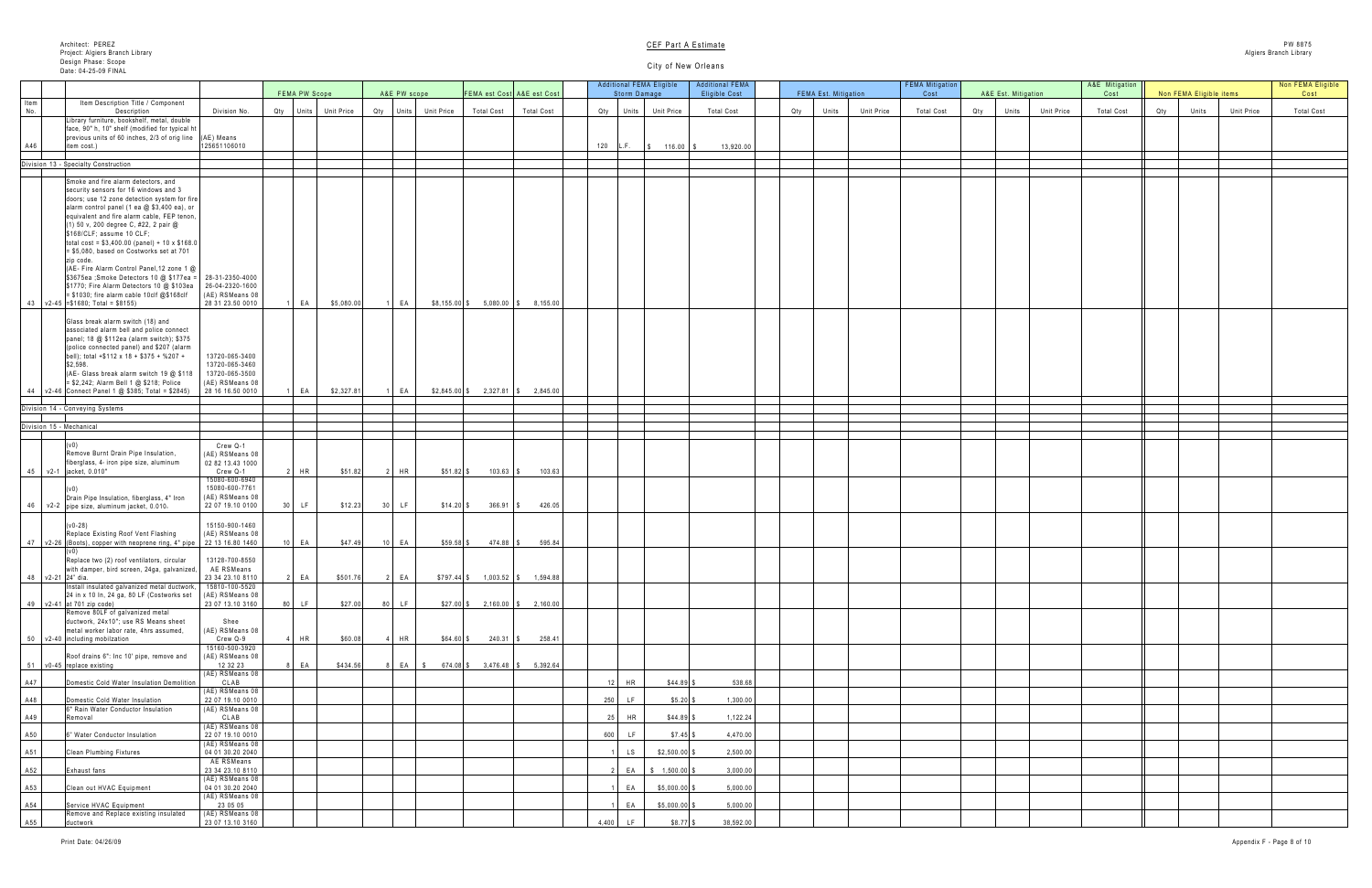| Item No. | | Item Description Title / Component Description | Division No. | FEMA PW Scope | | | A&E PW scope | | | FEMA est Cost | A&E est Cost | Additional FEMA Eligible Storm Damage | | | Additional FEMA Eligible Cost | FEMA Est. Mitigation | | | FEMA Mitigation Cost | A&E Est. Mitigation | | | A&E Mitigation Cost | Non FEMA Eligible items | | | Non FEMA Eligible Cost |
|---|---|---|---|---|---|---|---|---|---|---|---|---|---|---|---|---|---|---|---|---|---|---|---|---|---|---|---|
| | | | | Qty | Units | Unit Price | Qty | Units | Unit Price | Total Cost | Total Cost | Qty | Units | Unit Price | Total Cost | Qty | Units | Unit Price | Total Cost | Qty | Units | Unit Price | Total Cost | Qty | Units | Unit Price | Total Cost |
| A46 | | Library furniture, bookshelf, metal, double face, 90" h, 10" shelf (modified for typical ht previous units of 60 inches, 2/3 of orig line item cost.) | (AE) Means 125651106010 | | | | | | | | | 120 | L.F. | $ 116.00 | $ 13,920.00 | | | | | | | | | | | | |
| | | Division 13 - Specialty Construction | | | | | | | | | | | | | | | | | | | | | | | | | |
| 43 | v2-45 | Smoke and fire alarm detectors, and security sensors for 16 windows and 3 doors; use 12 zone detection system for fire alarm control panel (1 ea @ $3,400 ea), or equivalent and fire alarm cable, FEP tenon, (1) 50 v, 200 degree C, #22, 2 pair @ $168/CLF; assume 10 CLF; total cost = $3,400.00 (panel) + 10 x $168.0 = $5,080, based on Costworks set at 701 zip code. (AE- Fire Alarm Control Panel,12 zone 1 @ $3675ea ;Smoke Detectors 10 @ $177ea = $1770; Fire Alarm Detectors 10 @ $103ea = $1030; fire alarm cable 10clf @$168clf =$1680; Total = $8155) | 28-31-2350-4000 26-04-2320-1600 (AE) RSMeans 08 28 31 23.50 0010 | 1 | EA | $5,080.00 | 1 | EA | $8,155.00 | $ 5,080.00 | $ 8,155.00 | | | | | | | | | | | | | | | | |
| 44 | v2-46 | Glass break alarm switch (18) and associated alarm bell and police connect panel; 18 @ $112ea (alarm switch); $375 (police connected panel) and $207 (alarm bell); total =$112 x 18 + $375 + %207 + $2,598. (AE- Glass break alarm switch 19 @ $118 = $2,242; Alarm Bell 1 @ $218; Police Connect Panel 1 @ $385; Total = $2845) | 13720-065-3400 13720-065-3460 13720-065-3500 (AE) RSMeans 08 28 16 16.50 0010 | 1 | EA | $2,327.81 | 1 | EA | $2,845.00 | $ 2,327.81 | $ 2,845.00 | | | | | | | | | | | | | | | | |
| | | Division 14 - Conveying Systems | | | | | | | | | | | | | | | | | | | | | | | | | |
| | | Division 15 - Mechanical | | | | | | | | | | | | | | | | | | | | | | | | | |
| 45 | v2-1 | (v0) Remove Burnt Drain Pipe Insulation, fiberglass, 4- iron pipe size, aluminum jacket, 0.010" | Crew Q-1 (AE) RSMeans 08 02 82 13.43 1000 Crew Q-1 | 2 | HR | $51.82 | 2 | HR | $51.82 | $ 103.63 | $ 103.63 | | | | | | | | | | | | | | | | |
| 46 | v2-2 | (v0) Drain Pipe Insulation, fiberglass, 4" Iron pipe size, aluminum jacket, 0.010. | 15080-600-6940 15080-600-7761 (AE) RSMeans 08 22 07 19.10 0100 | 30 | LF | $12.23 | 30 | LF | $14.20 | $ 366.91 | $ 426.05 | | | | | | | | | | | | | | | | |
| 47 | v2-26 | (v0-28) Replace Existing Roof Vent Flashing (Boots), copper with neoprene ring, 4" pipe | 15150-900-1460 (AE) RSMeans 08 22 13 16.80 1460 | 10 | EA | $47.49 | 10 | EA | $59.58 | $ 474.88 | $ 595.84 | | | | | | | | | | | | | | | | |
| 48 | v2-21 | (v0) Replace two (2) roof ventilators, circular with damper, bird screen, 24ga, galvanized, 24" dia. | 13128-700-8550 AE RSMeans 23 34 23.10 8110 | 2 | EA | $501.76 | 2 | EA | $797.44 | $ 1,003.52 | $ 1,594.88 | | | | | | | | | | | | | | | | |
| 49 | v2-41 | Install insulated galvanized metal ductwork, 24 in x 10 In, 24 ga, 80 LF (Costworks set at 701 zip code) | 15810-100-5520 (AE) RSMeans 08 23 07 13.10 3160 | 80 | LF | $27.00 | 80 | LF | $27.00 | $ 2,160.00 | $ 2,160.00 | | | | | | | | | | | | | | | | |
| 50 | v2-40 | Remove 80LF of galvanized metal ductwork, 24x10"; use RS Means sheet metal worker labor rate, 4hrs assumed, including mobilization | Shee (AE) RSMeans 08 Crew Q-9 | 4 | HR | $60.08 | 4 | HR | $64.60 | $ 240.31 | $ 258.41 | | | | | | | | | | | | | | | | |
| 51 | v0-45 | Roof drains 6": Inc 10' pipe, remove and replace existing | 15160-500-3920 (AE) RSMeans 08 12 32 23 | 8 | EA | $434.56 | 8 | EA | $ 674.08 | $ 3,476.48 | $ 5,392.64 | | | | | | | | | | | | | | | | |
| A47 | | Domestic Cold Water Insulation Demolition | (AE) RSMeans 08 CLAB | | | | | | | | | 12 | HR | $44.89 | $ 538.68 | | | | | | | | | | | | |
| A48 | | Domestic Cold Water Insulation | (AE) RSMeans 08 22 07 19.10 0010 | | | | | | | | | 250 | LF | $5.20 | $ 1,300.00 | | | | | | | | | | | | |
| A49 | | 6" Rain Water Conductor Insulation Removal | (AE) RSMeans 08 CLAB | | | | | | | | | 25 | HR | $44.89 | $ 1,122.24 | | | | | | | | | | | | |
| A50 | | 6" Water Conductor Insulation | (AE) RSMeans 08 22 07 19.10 0010 | | | | | | | | | 600 | LF | $7.45 | $ 4,470.00 | | | | | | | | | | | | |
| A51 | | Clean Plumbing Fixtures | (AE) RSMeans 08 04 01 30.20 2040 | | | | | | | | | 1 | LS | $2,500.00 | $ 2,500.00 | | | | | | | | | | | | |
| A52 | | Exhaust fans | AE RSMeans 23 34 23.10 8110 | | | | | | | | | 2 | EA | $ 1,500.00 | $ 3,000.00 | | | | | | | | | | | | |
| A53 | | Clean out HVAC Equipment | (AE) RSMeans 08 04 01 30.20 2040 | | | | | | | | | 1 | EA | $5,000.00 | $ 5,000.00 | | | | | | | | | | | | |
| A54 | | Service HVAC Equipment | (AE) RSMeans 08 23 05 05 | | | | | | | | | 1 | EA | $5,000.00 | $ 5,000.00 | | | | | | | | | | | | |
| A55 | | Remove and Replace existing insulated ductwork | (AE) RSMeans 08 23 07 13.10 3160 | | | | | | | | | 4,400 | LF | $8.77 | $ 38,592.00 | | | | | | | | | | | | |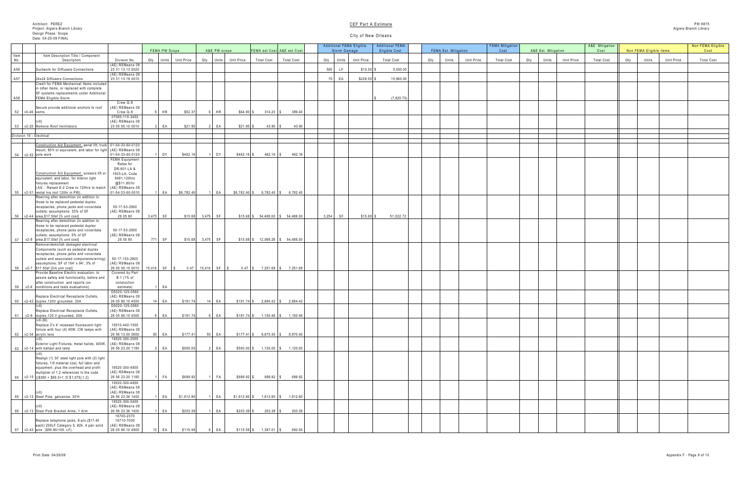Architect: PEREZ
Project: Algiers Branch Library
Design Phase: Scope
Date: 04-25-09 FINAL

# CEF Part A Estimate

City of New Orleans

PW 8875
Algiers Branch Library

| Item No. | | Item Description Title / Component Description | Division No. | FEMA PW Scope Qty | FEMA PW Scope Units | FEMA PW Scope Unit Price | A&E PW scope Qty | A&E PW scope Units | A&E PW scope Unit Price | FEMA est Cost Total Cost | A&E est Cost Total Cost | Additional FEMA Eligible Storm Damage Qty | Units | Unit Price | Additional FEMA Eligible Cost Total Cost | FEMA Est. Mitigation Qty | Units | Unit Price | FEMA Mitigation Cost Total Cost | A&E Est. Mitigation Qty | Units | Unit Price | A&E Mitigation Cost Total Cost | Non FEMA Eligible items Qty | Units | Unit Price | Non FEMA Eligible Cost Total Cost |
|---|---|---|---|---|---|---|---|---|---|---|---|---|---|---|---|---|---|---|---|---|---|---|---|---|---|---|---|
| A56 | | Ductwork for Diffusers Connections | (AE) RSMeans 08 23 31 13.13 0020 | | | | | | | | | 500 | LF | $10.00 | $ 5,000.00 | | | | | | | | | | | | |
| A57 | | 24x24 Diffusers Connections | (AE) RSMeans 08 23 31 13.19 0010 | | | | | | | | | 70 | EA | $228.00 | $ 15,960.00 | | | | | | | | | | | | |
| A58 | | Credit for FEMA Mechanical Items included in other items, or replaced with complete SF systems replacements under Additional FEMA Eligible Storm | | | | | | | | | | | | | $ (7,825.73) | | | | | | | | | | | | |
| 52 | v0-46 | Secure provide additonal anchors to roof vents | Crew Q-9 (AE) RSMeans 08 Crew Q-9 | 6 | HR | $52.37 | 6 | HR | $64.90 | $ 314.23 | $ 389.40 | | | | | | | | | | | | | | | | |
| 53 | v2-20 | (v0) Remove Roof Ventilators | 07060-110-3450 (AE) RSMeans 08 23 05 05.10 0010 | 2 | EA | $21.95 | 2 | EA | $21.95 | $ 43.90 | $ 43.90 | | | | | | | | | | | | | | | | |
| Division 16 - Electrical | | | | | | | | | | | | | | | | | | | | | | | | | | | |
| 54 | v2-52 | Construction Aid Equipment, aerial lift, truck mount, 80'h or equivalent, and labor for light pole work | 01-54-33-60-0120 (AE) RSMeans 08 01-54-33-60-0120 | 1 | DY | $462.16 | 1 | DY | $462.16 | $ 462.16 | $ 462.16 | | | | | | | | | | | | | | | | |
| 55 | v2-51 | Construction Aid Equipment, scissors lift or equivalent, and labor, for interior light fixtures replacement (AE: Raised E-2 Crew to 120hrs to match rental hrs incl 120hr in PW). | FEMA Equipment Rates for DR-601-LA & 1603-LA, Code 8491,120hrs @$11.80/hr (AE) RSMeans 08 01-54-33-60-0010 | 1 | EA | $6,782.40 | 1 | EA | $6,782.40 | $ 6,782.40 | $ 6,782.40 | | | | | | | | | | | | | | | | |
| 56 | v2-44 | Rewiring after demolition (in addition to those to be replaced pedestal duplex receptacles, phone jacks and voice/data outlets; assumptions: 33% of SF area,$17.50sf [% unit cost] | 50-17-53-2900 (AE) RSMeans 08 26 05 90 | 3,475 | SF | $15.68 | 3,475 | SF | $15.68 | $ 54,488.00 | $ 54,488.00 | 3,254 | SF | $15.68 | $ 51,022.72 | | | | | | | | | | | | |
| 57 | v2-8 | Rewiring after demolition (in addition to those to be replaced pedestal duplex receptacles, phone jacks and voice/data outlets; assumptions: 5% of SF area,$17.50sf [% unit cost] | 50-17-53-2900 (AE) RSMeans 08 26 05 90 | 771 | SF | $15.68 | 3,475 | SF | $15.68 | $ 12,089.28 | $ 54,488.00 | | | | | | | | | | | | | | | | |
| 58 | v2-7 | Remove/demolish damaged electrical Components (such as pedestal duplex receptacles, phone jacks and voice/data outlets and associated components/wiring); assumptions: SF of 164' x 94', 3% of $17.50sf [3/4 unit cost] | 50-17-153-2900 (AE) RSMeans 08 26 05 05.10 0010 | 15,416 | SF | $ 0.47 | 15,416 | SF | $ 0.47 | $ 7,251.69 | $ 7,251.69 | | | | | | | | | | | | | | | | |
| 59 | v2-6 | Provide Baseline Electric evaluation, to assure safety and functionality, before and after construction and reports (on conditions and tests evaluations) | Covered by Part B.1 (1% of constuction estimate) | 1 | EA | | | | | | | | | | | | | | | | | | | | | | |
| 60 | v2-42 | Replace Electrical Receptacle Outlets, duplex,120V grounded, 20A | D5020-125-0560 (AE) RSMeans 08 26 05 90.10 4500 | 14 | EA | $191.74 | 14 | EA | $191.74 | $ 2,684.42 | $ 2,684.42 | | | | | | | | | | | | | | | | |
| 61 | v2-9 | (v0) Replace Electrical Receptacle Outlets, duplex,120 V grounded, 20A | D5020-125-0560 (AE) RSMeans 08 26 05 90.10 4500 | 6 | EA | $191.74 | 6 | EA | $191.74 | $ 1,150.46 | $ 1,150.46 | | | | | | | | | | | | | | | | |
| 62 | v2-34 | (v0-36) Replace 2'x 4' recessed fluorescent light fixture with four (4) 40W, CW lamps with acrylic lens | 16510-440-1500 (AE) RSMeans 08 26 56 13.50 0600 | 50 | EA | $177.41 | 50 | EA | $177.41 | $ 8,870.40 | $ 8,870.40 | | | | | | | | | | | | | | | | |
| 63 | v2-14 | (v0) Exterior Light Fixtures, metal halide, 400W, with ballast and lamp | 16520-300-2000 (AE) RSMeans 08 26 56 23.20 1180 | 2 | EA | $560.00 | 2 | EA | $560.00 | $ 1,120.00 | $ 1,120.00 | | | | | | | | | | | | | | | | |
| 64 | v2-15 | (v0) Realign (1) 30' steel light pole with (2) light fixtures, 1/5 material cost, full labor and equipment, plus the overhead and profit multiplier of 1.2 referenced In the code (($360 + $66.5+1 /5`$1,075) 1.2) | 16520-300-4800 (AE) RSMeans 08 26 56 23.20 1180 | 1 | FA | $689.92 | 1 | FA | $689.92 | $ 689.92 | $ 689.92 | | | | | | | | | | | | | | | | |
| 65 | v2-12 | (v0) Steel Pole, galvanize, 30'H | 16520-300-4800 (AE) RSMeans 08 (AE) RSMeans 08 26 56 23.36 1400 | 1 | EA | $1,612.80 | 1 | EA | $1,612.80 | $ 1,612.80 | $ 1,612.80 | | | | | | | | | | | | | | | | |
| 66 | v2-13 | (v0) Steel Pole Bracket Arms, 1 Arm | 16520-300-5400 (AE) RSMeans 08 26 56 23.36 1400 | 1 | EA | $203.39 | 1 | EA | $203.39 | $ 203.39 | $ 203.39 | | | | | | | | | | | | | | | | |
| 67 | v2-43 | Replace telephone jacks, 8-pin,($17.40 each) 200LF Category 5, #24, 4 pair solid wire ($55.80/100. LF) | 16700-2370 16710-7000 (AE) RSMeans 08 26 05 90.10 4900 | 12 | EA | $115.58 | 6 | EA | $115.58 | $ 1,387.01 | $ 693.50 | | | | | | | | | | | | | | | | |

Print Date: 04/26/09

Appendix F - Page 9 of 10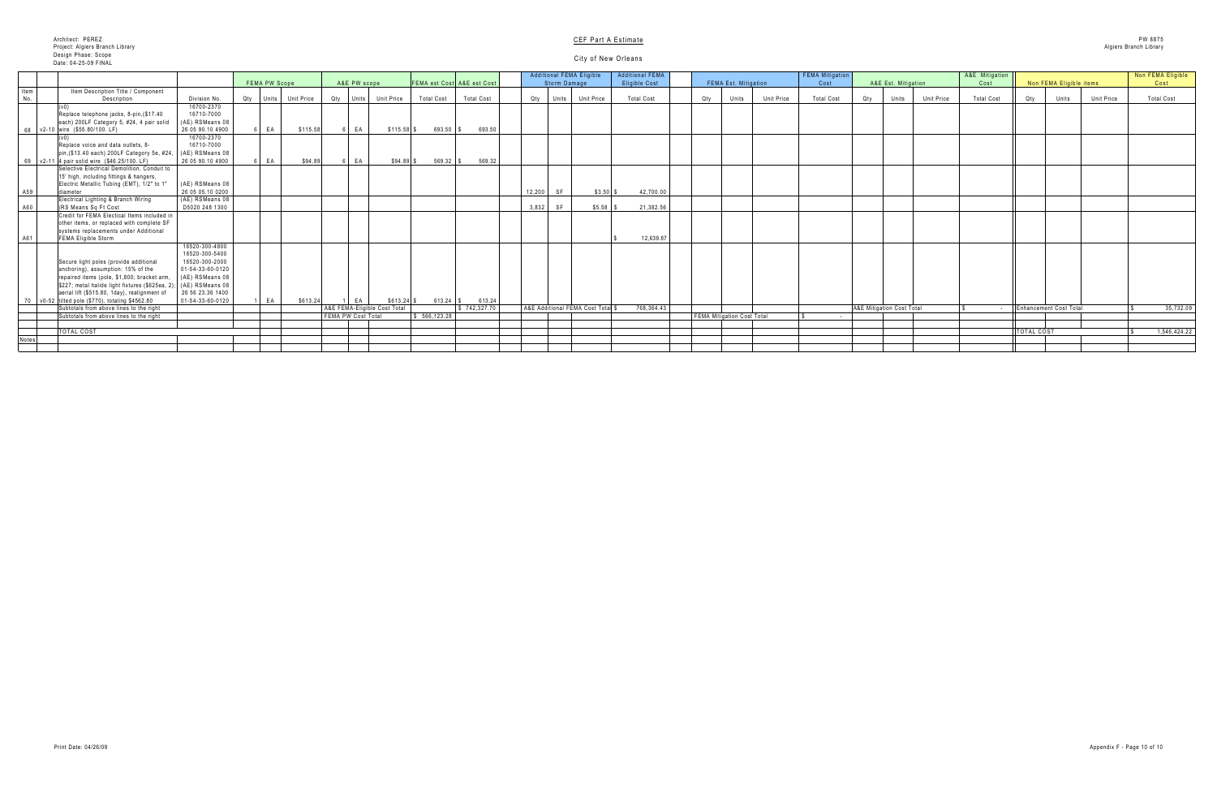Architect: PEREZ
Project: Algiers Branch Library
Design Phase: Scope
Date: 04-25-09 FINAL

CEF Part A Estimate

City of New Orleans

PW 8875
Algiers Branch Library

| Item No. | | Item Description Title / Component Description | Division No. | FEMA PW Scope Qty | Units | Unit Price | A&E PW scope Qty | Units | Unit Price | FEMA est Cost Total Cost | A&E est Cost Total Cost | Additional FEMA Eligible Storm Damage Qty | Units | Unit Price | Additional FEMA Eligible Cost Total Cost | FEMA Est. Mitigation Qty | Units | Unit Price | FEMA Mitigation Cost Total Cost | A&E Est. Mitigation Qty | Units | Unit Price | A&E Mitigation Cost Total Cost | Non FEMA Eligible items Qty | Units | Unit Price | Non FEMA Eligible Cost Total Cost |
|---|---|---|---|---|---|---|---|---|---|---|---|---|---|---|---|---|---|---|---|---|---|---|---|---|---|---|---|
| 68 | v2-10 | (v0) Replace telephone jacks, 8-pin,($17.40 each) 200LF Category 5, #24, 4 pair solid wire ($55.80/100. LF) | 16700-2370 16710-7000 (AE) RSMeans 08 26 05 90.10 4900 | 6 | EA | $115.58 | 6 | EA | $115.58 | $ 693.50 | $ 693.50 | | | | | | | | | | | | | | | | |
| 69 | v2-11 | (v0) Replace voice and data outlets, 8-pin,($13.40 each) 200LF Category 5e, #24, 4 pair solid wire ($46.25/100. LF) | 16700-2370 16710-7000 (AE) RSMeans 08 26 05 90.10 4900 | 6 | EA | $94.89 | 6 | EA | $94.89 | $ 569.32 | $ 569.32 | | | | | | | | | | | | | | | | |
| A59 | | Selective Electrical Demolition, Conduit to 15' high, including fittings & hangers, Electric Metallic Tubing (EMT), 1/2" to 1" diameter | (AE) RSMeans 08 26 05 05.10 0200 | | | | | | | | | 12,200 | SF | $3.50 | $ 42,700.00 | | | | | | | | | | | | |
| A60 | | Electrical Lighting & Branch Wiring (RS Means Sq Ft Cost | (AE) RSMeans 08 D5020 248 1300 | | | | | | | | | 3,832 | SF | $5.58 | $ 21,382.56 | | | | | | | | | | | | |
| A61 | | Credit for FEMA Electical Items included in other items, or replaced with complete SF systems replacements under Additional FEMA Eligible Storm | | | | | | | | | | | | | $ 12,639.87 | | | | | | | | | | | | |
| 70 | v0-52 | Secure light poles (provide additional anchoring), assumption: 15% of the repaired items (pole, $1,800; bracket arm, $227; metal halide light fixtures ($625ea, 2); aerial lift ($515.80, 1day), realignment of tilted pole ($770), totaling $4562.80 | 16520-300-4800 16520-300-5400 16520-300-2000 01-54-33-60-0120 (AE) RSMeans 08 26 56 23.36 1400 01-54-33-60-0120 | 1 | EA | $613.24 | 1 | EA | $613.24 | $ 613.24 | $ 613.24 | | | | | | | | | | | | | | | | |
| | | Subtotals from above lines to the right | | | | | A&E FEMA-Eligible Cost Total | | | | $ 742,327.70 | A&E Additional FEMA Cost Total | | | $ 768,364.43 | FEMA Mitigation Cost Total | | | $ - | A&E Mitigation Cost Total | | | $ - | Enhancement Cost Total | | | $ 35,732.09 |
| | | Subtotals from above lines to the right | | | | | FEMA PW Cost Total | | | $ 566,123.28 | | | | | | | | | | | | | | | | | |
| | | TOTAL COST | | | | | | | | | | | | | | | | | | | | | | TOTAL COST | | | $ 1,546,424.22 |
| Notes | | | | | | | | | | | | | | | | | | | | | | | | | | | |